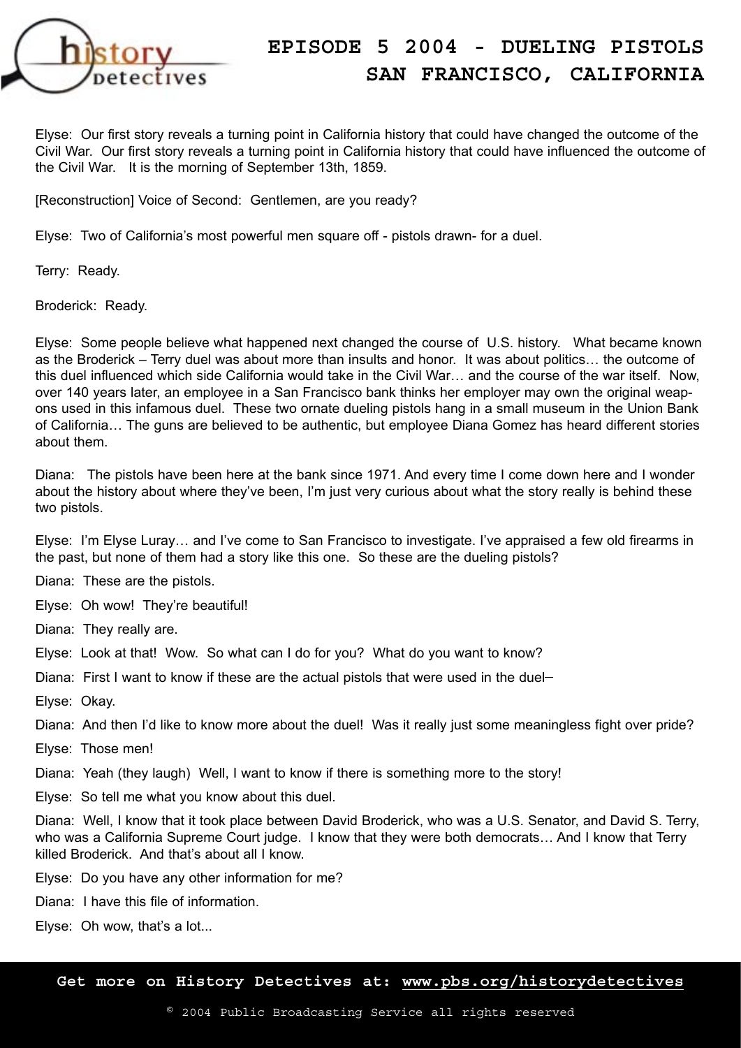# EPISODE 5 2004 - DUELING PISTOLS
# SAN FRANCISCO, CALIFORNIA

Elyse: Our first story reveals a turning point in California history that could have changed the outcome of the Civil War. Our first story reveals a turning point in California history that could have influenced the outcome of the Civil War. It is the morning of September 13th, 1859.

[Reconstruction] Voice of Second: Gentlemen, are you ready?

Elyse: Two of California's most powerful men square off - pistols drawn- for a duel.

Terry: Ready.

Broderick: Ready.

Elyse: Some people believe what happened next changed the course of U.S. history. What became known as the Broderick – Terry duel was about more than insults and honor. It was about politics… the outcome of this duel influenced which side California would take in the Civil War… and the course of the war itself. Now, over 140 years later, an employee in a San Francisco bank thinks her employer may own the original weapons used in this infamous duel. These two ornate dueling pistols hang in a small museum in the Union Bank of California… The guns are believed to be authentic, but employee Diana Gomez has heard different stories about them.

Diana: The pistols have been here at the bank since 1971. And every time I come down here and I wonder about the history about where they've been, I'm just very curious about what the story really is behind these two pistols.

Elyse: I'm Elyse Luray… and I've come to San Francisco to investigate. I've appraised a few old firearms in the past, but none of them had a story like this one. So these are the dueling pistols?

Diana: These are the pistols.

Elyse: Oh wow! They're beautiful!

Diana: They really are.

Elyse: Look at that! Wow. So what can I do for you? What do you want to know?

Diana: First I want to know if these are the actual pistols that were used in the duel–

Elyse: Okay.

Diana: And then I'd like to know more about the duel! Was it really just some meaningless fight over pride?

Elyse: Those men!

Diana: Yeah (they laugh) Well, I want to know if there is something more to the story!

Elyse: So tell me what you know about this duel.

Diana: Well, I know that it took place between David Broderick, who was a U.S. Senator, and David S. Terry, who was a California Supreme Court judge. I know that they were both democrats… And I know that Terry killed Broderick. And that's about all I know.

Elyse: Do you have any other information for me?

Diana: I have this file of information.

Elyse: Oh wow, that's a lot...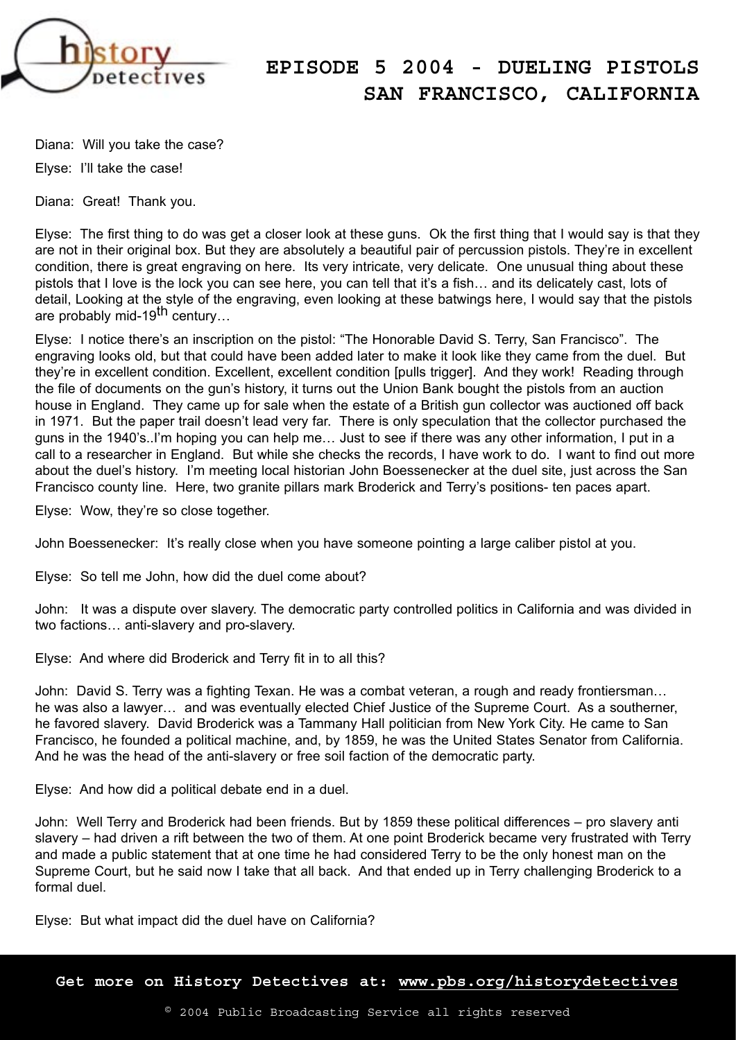Diana: Will you take the case?

Elyse: I'll take the case!

Diana: Great! Thank you.

Elyse: The first thing to do was get a closer look at these guns. Ok the first thing that I would say is that they are not in their original box. But they are absolutely a beautiful pair of percussion pistols. They're in excellent condition, there is great engraving on here. Its very intricate, very delicate. One unusual thing about these pistols that I love is the lock you can see here, you can tell that it's a fish… and its delicately cast, lots of detail, Looking at the style of the engraving, even looking at these batwings here, I would say that the pistols are probably mid-19th century…

Elyse: I notice there's an inscription on the pistol: "The Honorable David S. Terry, San Francisco". The engraving looks old, but that could have been added later to make it look like they came from the duel. But they're in excellent condition. Excellent, excellent condition [pulls trigger]. And they work! Reading through the file of documents on the gun's history, it turns out the Union Bank bought the pistols from an auction house in England. They came up for sale when the estate of a British gun collector was auctioned off back in 1971. But the paper trail doesn't lead very far. There is only speculation that the collector purchased the guns in the 1940's..I'm hoping you can help me… Just to see if there was any other information, I put in a call to a researcher in England. But while she checks the records, I have work to do. I want to find out more about the duel's history. I'm meeting local historian John Boessenecker at the duel site, just across the San Francisco county line. Here, two granite pillars mark Broderick and Terry's positions- ten paces apart.

Elyse: Wow, they're so close together.

John Boessenecker: It's really close when you have someone pointing a large caliber pistol at you.

Elyse: So tell me John, how did the duel come about?

John: It was a dispute over slavery. The democratic party controlled politics in California and was divided in two factions… anti-slavery and pro-slavery.

Elyse: And where did Broderick and Terry fit in to all this?

John: David S. Terry was a fighting Texan. He was a combat veteran, a rough and ready frontiersman… he was also a lawyer… and was eventually elected Chief Justice of the Supreme Court. As a southerner, he favored slavery. David Broderick was a Tammany Hall politician from New York City. He came to San Francisco, he founded a political machine, and, by 1859, he was the United States Senator from California. And he was the head of the anti-slavery or free soil faction of the democratic party.

Elyse: And how did a political debate end in a duel.

John: Well Terry and Broderick had been friends. But by 1859 these political differences – pro slavery anti slavery – had driven a rift between the two of them. At one point Broderick became very frustrated with Terry and made a public statement that at one time he had considered Terry to be the only honest man on the Supreme Court, but he said now I take that all back. And that ended up in Terry challenging Broderick to a formal duel.

Elyse: But what impact did the duel have on California?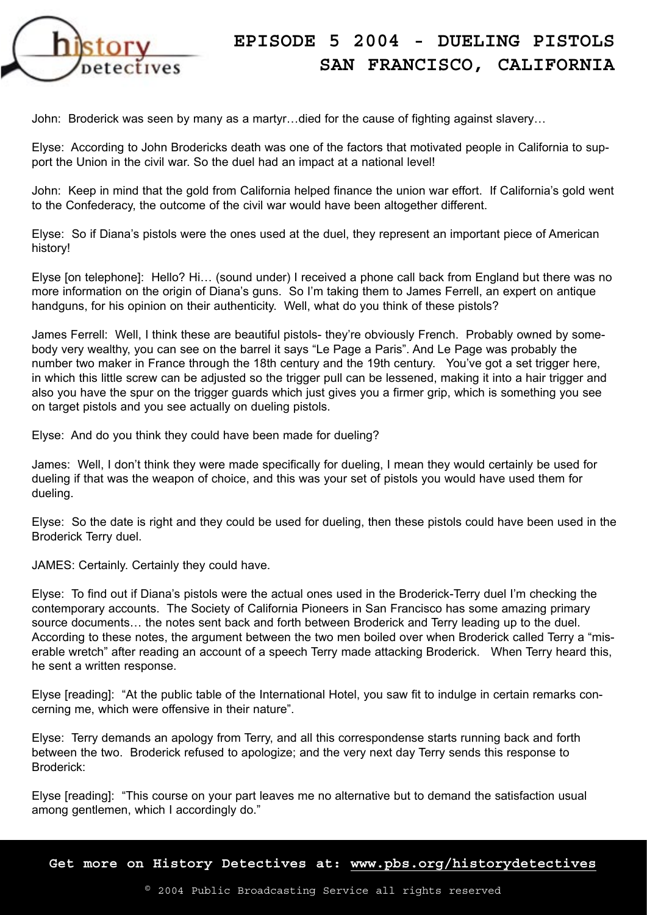John: Broderick was seen by many as a martyr…died for the cause of fighting against slavery…

Elyse: According to John Brodericks death was one of the factors that motivated people in California to support the Union in the civil war. So the duel had an impact at a national level!

John: Keep in mind that the gold from California helped finance the union war effort. If California's gold went to the Confederacy, the outcome of the civil war would have been altogether different.

Elyse: So if Diana's pistols were the ones used at the duel, they represent an important piece of American history!

Elyse [on telephone]: Hello? Hi… (sound under) I received a phone call back from England but there was no more information on the origin of Diana's guns. So I'm taking them to James Ferrell, an expert on antique handguns, for his opinion on their authenticity. Well, what do you think of these pistols?

James Ferrell: Well, I think these are beautiful pistols- they're obviously French. Probably owned by somebody very wealthy, you can see on the barrel it says "Le Page a Paris". And Le Page was probably the number two maker in France through the 18th century and the 19th century. You've got a set trigger here, in which this little screw can be adjusted so the trigger pull can be lessened, making it into a hair trigger and also you have the spur on the trigger guards which just gives you a firmer grip, which is something you see on target pistols and you see actually on dueling pistols.

Elyse: And do you think they could have been made for dueling?

James: Well, I don't think they were made specifically for dueling, I mean they would certainly be used for dueling if that was the weapon of choice, and this was your set of pistols you would have used them for dueling.

Elyse: So the date is right and they could be used for dueling, then these pistols could have been used in the Broderick Terry duel.

JAMES: Certainly. Certainly they could have.

Elyse: To find out if Diana's pistols were the actual ones used in the Broderick-Terry duel I'm checking the contemporary accounts. The Society of California Pioneers in San Francisco has some amazing primary source documents… the notes sent back and forth between Broderick and Terry leading up to the duel. According to these notes, the argument between the two men boiled over when Broderick called Terry a "miserable wretch" after reading an account of a speech Terry made attacking Broderick. When Terry heard this, he sent a written response.

Elyse [reading]: "At the public table of the International Hotel, you saw fit to indulge in certain remarks concerning me, which were offensive in their nature".

Elyse: Terry demands an apology from Terry, and all this correspondense starts running back and forth between the two. Broderick refused to apologize; and the very next day Terry sends this response to Broderick:

Elyse [reading]: "This course on your part leaves me no alternative but to demand the satisfaction usual among gentlemen, which I accordingly do."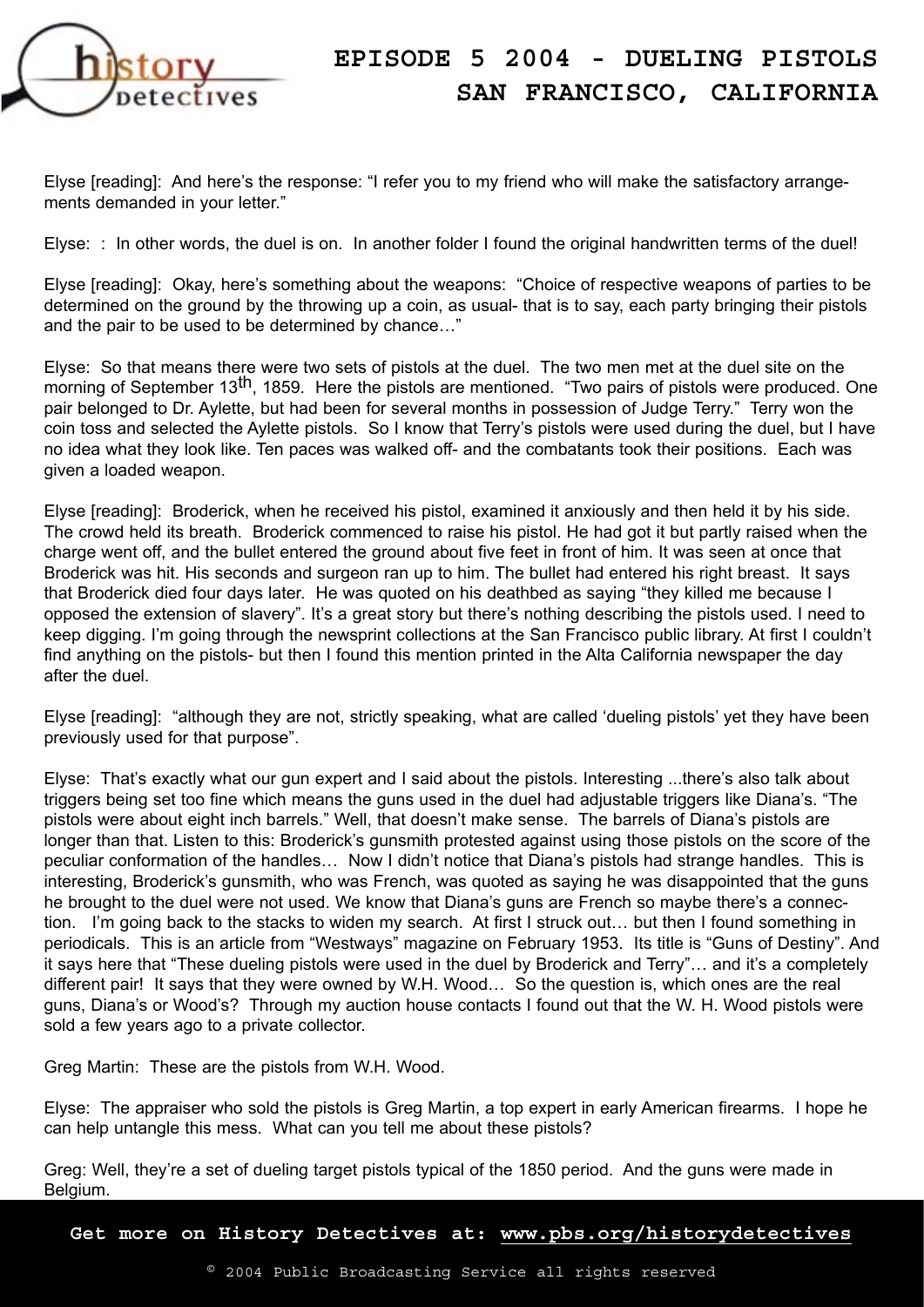Elyse [reading]: And here's the response: "I refer you to my friend who will make the satisfactory arrangements demanded in your letter."

Elyse: : In other words, the duel is on. In another folder I found the original handwritten terms of the duel!

Elyse [reading]: Okay, here's something about the weapons: "Choice of respective weapons of parties to be determined on the ground by the throwing up a coin, as usual- that is to say, each party bringing their pistols and the pair to be used to be determined by chance…"

Elyse: So that means there were two sets of pistols at the duel. The two men met at the duel site on the morning of September 13th, 1859. Here the pistols are mentioned. "Two pairs of pistols were produced. One pair belonged to Dr. Aylette, but had been for several months in possession of Judge Terry." Terry won the coin toss and selected the Aylette pistols. So I know that Terry's pistols were used during the duel, but I have no idea what they look like. Ten paces was walked off- and the combatants took their positions. Each was given a loaded weapon.

Elyse [reading]: Broderick, when he received his pistol, examined it anxiously and then held it by his side. The crowd held its breath. Broderick commenced to raise his pistol. He had got it but partly raised when the charge went off, and the bullet entered the ground about five feet in front of him. It was seen at once that Broderick was hit. His seconds and surgeon ran up to him. The bullet had entered his right breast. It says that Broderick died four days later. He was quoted on his deathbed as saying "they killed me because I opposed the extension of slavery". It's a great story but there's nothing describing the pistols used. I need to keep digging. I'm going through the newsprint collections at the San Francisco public library. At first I couldn't find anything on the pistols- but then I found this mention printed in the Alta California newspaper the day after the duel.

Elyse [reading]: "although they are not, strictly speaking, what are called 'dueling pistols' yet they have been previously used for that purpose".

Elyse: That's exactly what our gun expert and I said about the pistols. Interesting ...there's also talk about triggers being set too fine which means the guns used in the duel had adjustable triggers like Diana's. "The pistols were about eight inch barrels." Well, that doesn't make sense. The barrels of Diana's pistols are longer than that. Listen to this: Broderick's gunsmith protested against using those pistols on the score of the peculiar conformation of the handles… Now I didn't notice that Diana's pistols had strange handles. This is interesting, Broderick's gunsmith, who was French, was quoted as saying he was disappointed that the guns he brought to the duel were not used. We know that Diana's guns are French so maybe there's a connection. I'm going back to the stacks to widen my search. At first I struck out… but then I found something in periodicals. This is an article from "Westways" magazine on February 1953. Its title is "Guns of Destiny". And it says here that "These dueling pistols were used in the duel by Broderick and Terry"… and it's a completely different pair! It says that they were owned by W.H. Wood… So the question is, which ones are the real guns, Diana's or Wood's? Through my auction house contacts I found out that the W. H. Wood pistols were sold a few years ago to a private collector.

Greg Martin: These are the pistols from W.H. Wood.

Elyse: The appraiser who sold the pistols is Greg Martin, a top expert in early American firearms. I hope he can help untangle this mess. What can you tell me about these pistols?

Greg: Well, they're a set of dueling target pistols typical of the 1850 period. And the guns were made in Belgium.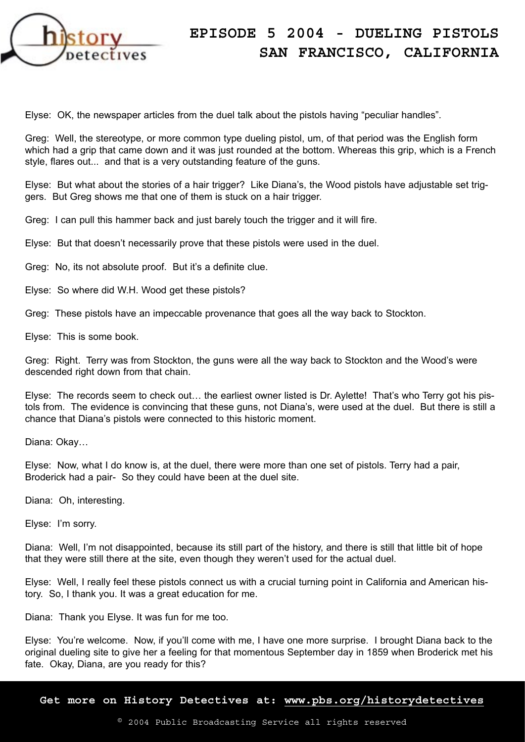Elyse: OK, the newspaper articles from the duel talk about the pistols having "peculiar handles".

Greg: Well, the stereotype, or more common type dueling pistol, um, of that period was the English form which had a grip that came down and it was just rounded at the bottom. Whereas this grip, which is a French style, flares out... and that is a very outstanding feature of the guns.

Elyse: But what about the stories of a hair trigger? Like Diana's, the Wood pistols have adjustable set triggers. But Greg shows me that one of them is stuck on a hair trigger.

Greg: I can pull this hammer back and just barely touch the trigger and it will fire.

Elyse: But that doesn't necessarily prove that these pistols were used in the duel.

Greg: No, its not absolute proof. But it's a definite clue.

Elyse: So where did W.H. Wood get these pistols?

Greg: These pistols have an impeccable provenance that goes all the way back to Stockton.

Elyse: This is some book.

Greg: Right. Terry was from Stockton, the guns were all the way back to Stockton and the Wood's were descended right down from that chain.

Elyse: The records seem to check out… the earliest owner listed is Dr. Aylette! That's who Terry got his pistols from. The evidence is convincing that these guns, not Diana's, were used at the duel. But there is still a chance that Diana's pistols were connected to this historic moment.

Diana: Okay…

Elyse: Now, what I do know is, at the duel, there were more than one set of pistols. Terry had a pair, Broderick had a pair- So they could have been at the duel site.

Diana: Oh, interesting.

Elyse: I'm sorry.

Diana: Well, I'm not disappointed, because its still part of the history, and there is still that little bit of hope that they were still there at the site, even though they weren't used for the actual duel.

Elyse: Well, I really feel these pistols connect us with a crucial turning point in California and American history. So, I thank you. It was a great education for me.

Diana: Thank you Elyse. It was fun for me too.

Elyse: You're welcome. Now, if you'll come with me, I have one more surprise. I brought Diana back to the original dueling site to give her a feeling for that momentous September day in 1859 when Broderick met his fate. Okay, Diana, are you ready for this?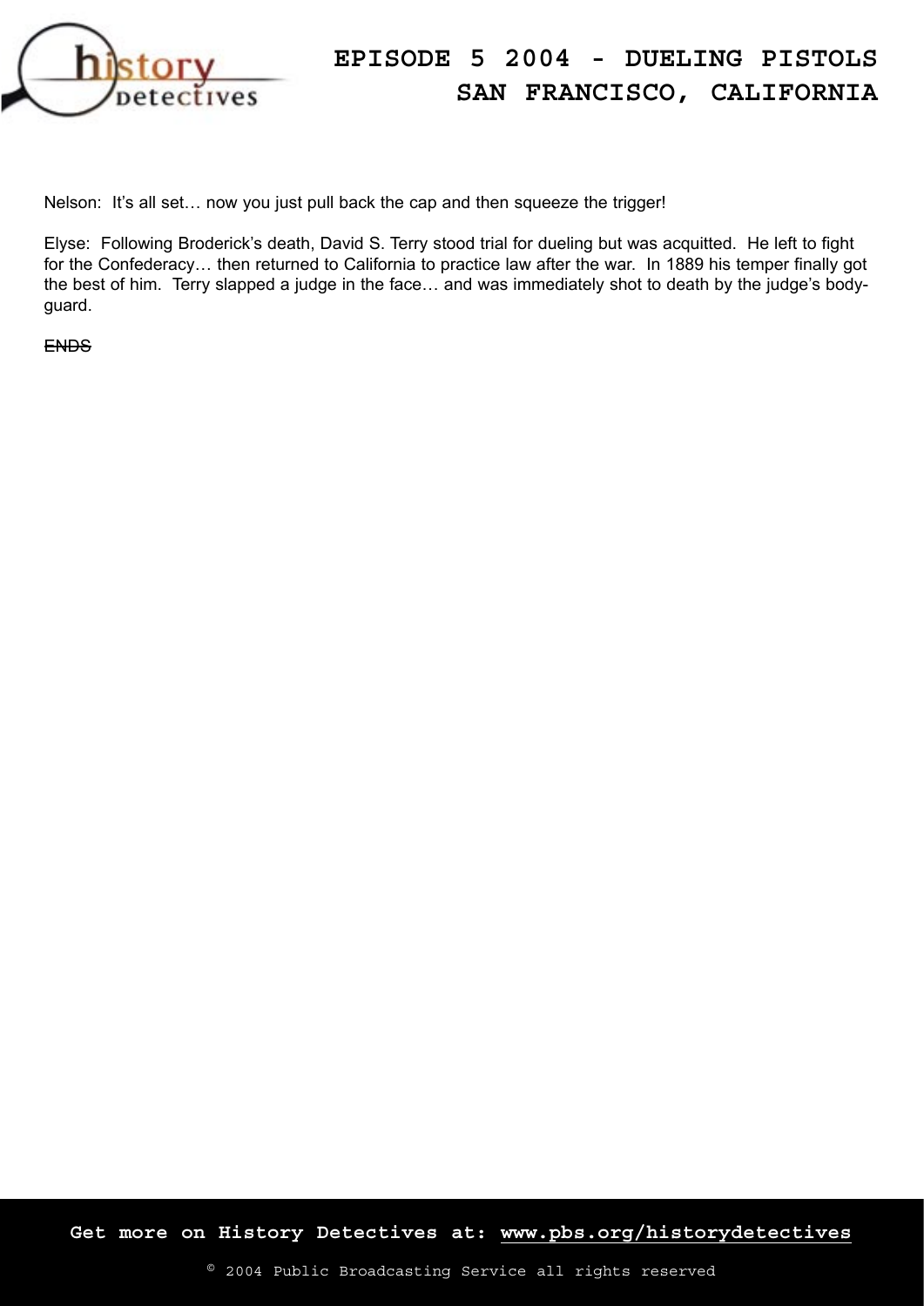Nelson: It's all set… now you just pull back the cap and then squeeze the trigger!

Elyse: Following Broderick's death, David S. Terry stood trial for dueling but was acquitted. He left to fight for the Confederacy… then returned to California to practice law after the war. In 1889 his temper finally got the best of him. Terry slapped a judge in the face… and was immediately shot to death by the judge's bodyguard.

~~ENDS~~